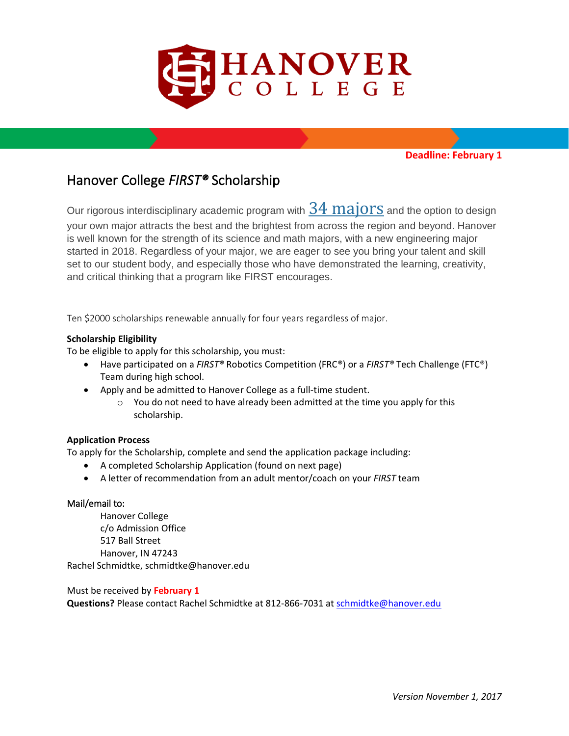HANOVER COLLEGE

**Deadline: February 1**

# Hanover College *FIRST*® Scholarship

Our rigorous interdisciplinary academic program with 34 majors and the option to design your own major attracts the best and the brightest from across the region and beyond. Hanover is well known for the strength of its science and math majors, with a new engineering major started in 2018. Regardless of your major, we are eager to see you bring your talent and skill set to our student body, and especially those who have demonstrated the learning, creativity, and critical thinking that a program like FIRST encourages.

Ten $2000 scholarships renewable annually for four years regardless of major.

**Scholarship Eligibility**

To be eligible to apply for this scholarship, you must:

- Have participated on a *FIRST*® Robotics Competition (FRC®) or a *FIRST*® Tech Challenge (FTC®) Team during high school.
- Apply and be admitted to Hanover College as a full-time student.
    - You do not need to have already been admitted at the time you apply for this scholarship.

**Application Process**

To apply for the Scholarship, complete and send the application package including:

- A completed Scholarship Application (found on next page)
- A letter of recommendation from an adult mentor/coach on your *FIRST* team

Mail/email to:

Hanover College
c/o Admission Office
517 Ball Street
Hanover, IN 47243

Rachel Schmidtke, schmidtke@hanover.edu

Must be received by **February 1**

**Questions?** Please contact Rachel Schmidtke at 812-866-7031 at schmidtke@hanover.edu

*Version November 1, 2017*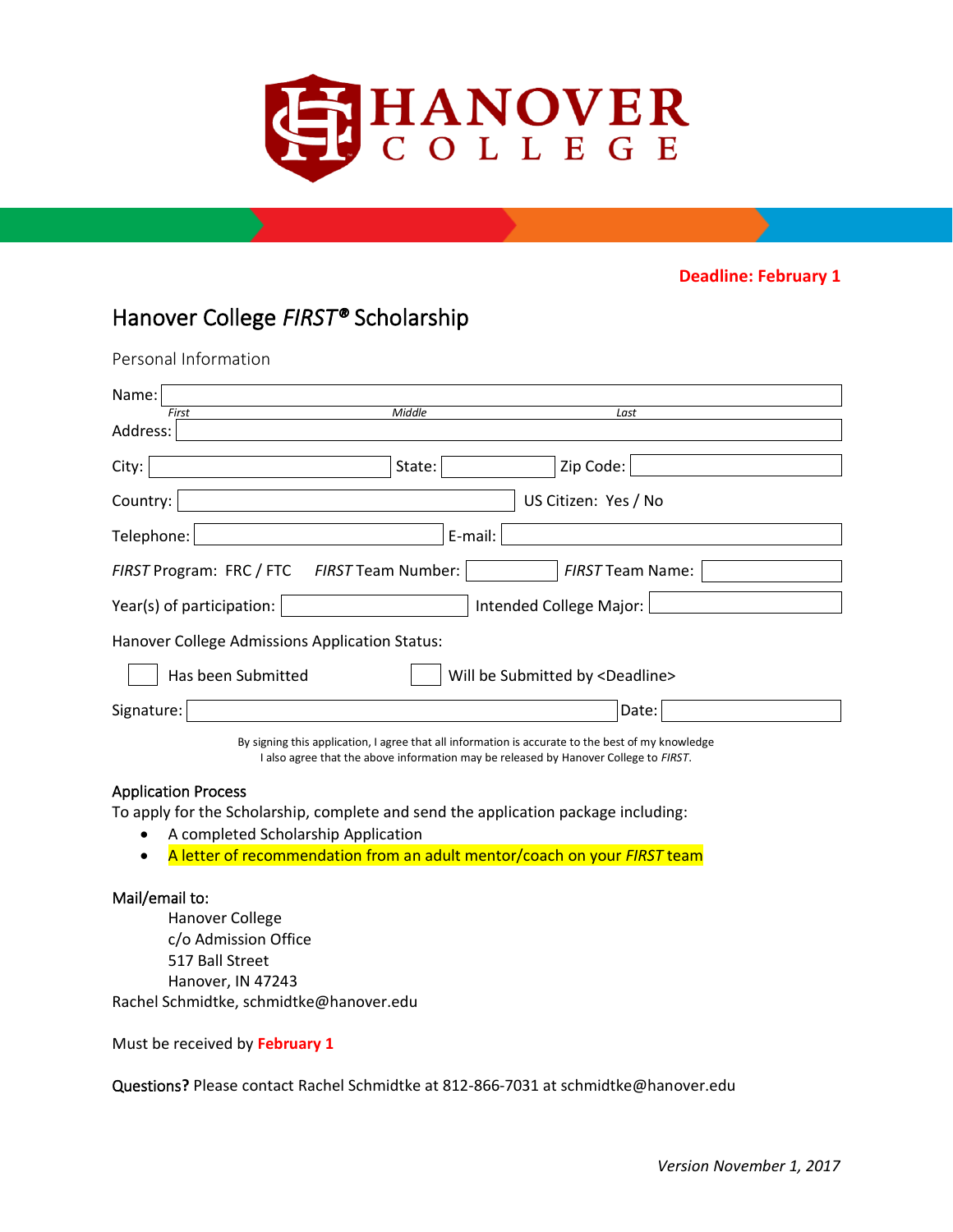HANOVER COLLEGE

**Deadline: February 1**

# Hanover College *FIRST*® Scholarship

## Personal Information

Name: ______________________________
*First* *Middle* *Last*

Address: ______________________________

City: __________ State: __________ Zip Code: __________

Country: __________ US Citizen: Yes / No

Telephone: __________ E-mail: __________

*FIRST* Program: FRC / FTC *FIRST* Team Number: __________ *FIRST* Team Name: __________

Year(s) of participation: __________ Intended College Major: __________

Hanover College Admissions Application Status:

☐ Has been Submitted ☐ Will be Submitted by <Deadline>

Signature: ______________________________ Date: __________

By signing this application, I agree that all information is accurate to the best of my knowledge
I also agree that the above information may be released by Hanover College to *FIRST*.

## Application Process

To apply for the Scholarship, complete and send the application package including:

- A completed Scholarship Application
- A letter of recommendation from an adult mentor/coach on your *FIRST* team

## Mail/email to:

Hanover College
c/o Admission Office
517 Ball Street
Hanover, IN 47243

Rachel Schmidtke, schmidtke@hanover.edu

Must be received by **February 1**

Questions? Please contact Rachel Schmidtke at 812-866-7031 at schmidtke@hanover.edu

*Version November 1, 2017*